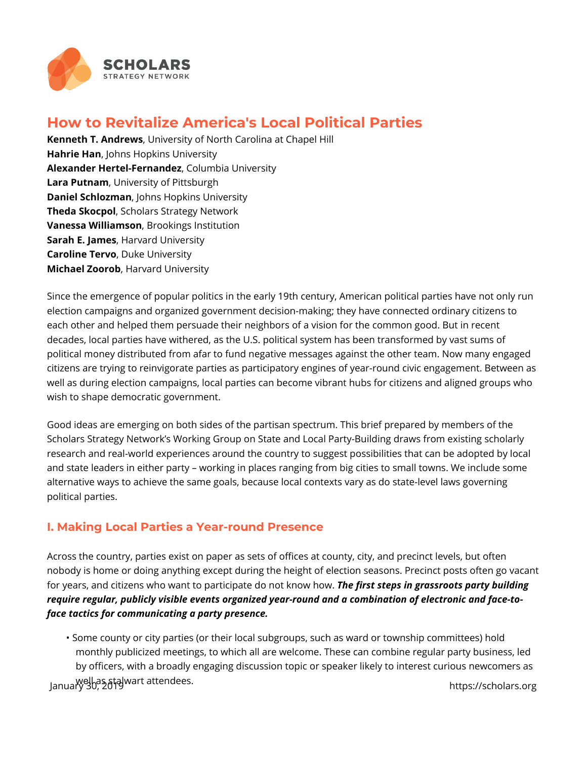# How to Revitalize America's Local Political Parties

**Kenneth T. Andrews**, University of North Carolina at Chapel Hill
**Hahrie Han**, Johns Hopkins University
**Alexander Hertel-Fernandez**, Columbia University
**Lara Putnam**, University of Pittsburgh
**Daniel Schlozman**, Johns Hopkins University
**Theda Skocpol**, Scholars Strategy Network
**Vanessa Williamson**, Brookings Institution
**Sarah E. James**, Harvard University
**Caroline Tervo**, Duke University
**Michael Zoorob**, Harvard University

Since the emergence of popular politics in the early 19th century, American political parties have not only run election campaigns and organized government decision-making; they have connected ordinary citizens to each other and helped them persuade their neighbors of a vision for the common good. But in recent decades, local parties have withered, as the U.S. political system has been transformed by vast sums of political money distributed from afar to fund negative messages against the other team. Now many engaged citizens are trying to reinvigorate parties as participatory engines of year-round civic engagement. Between as well as during election campaigns, local parties can become vibrant hubs for citizens and aligned groups who wish to shape democratic government.

Good ideas are emerging on both sides of the partisan spectrum. This brief prepared by members of the Scholars Strategy Network's Working Group on State and Local Party-Building draws from existing scholarly research and real-world experiences around the country to suggest possibilities that can be adopted by local and state leaders in either party – working in places ranging from big cities to small towns. We include some alternative ways to achieve the same goals, because local contexts vary as do state-level laws governing political parties.

## I. Making Local Parties a Year-round Presence

Across the country, parties exist on paper as sets of offices at county, city, and precinct levels, but often nobody is home or doing anything except during the height of election seasons. Precinct posts often go vacant for years, and citizens who want to participate do not know how. ***The first steps in grassroots party building require regular, publicly visible events organized year-round and a combination of electronic and face-to-face tactics for communicating a party presence.***

- Some county or city parties (or their local subgroups, such as ward or township committees) hold monthly publicized meetings, to which all are welcome. These can combine regular party business, led by officers, with a broadly engaging discussion topic or speaker likely to interest curious newcomers as well as stalwart attendees.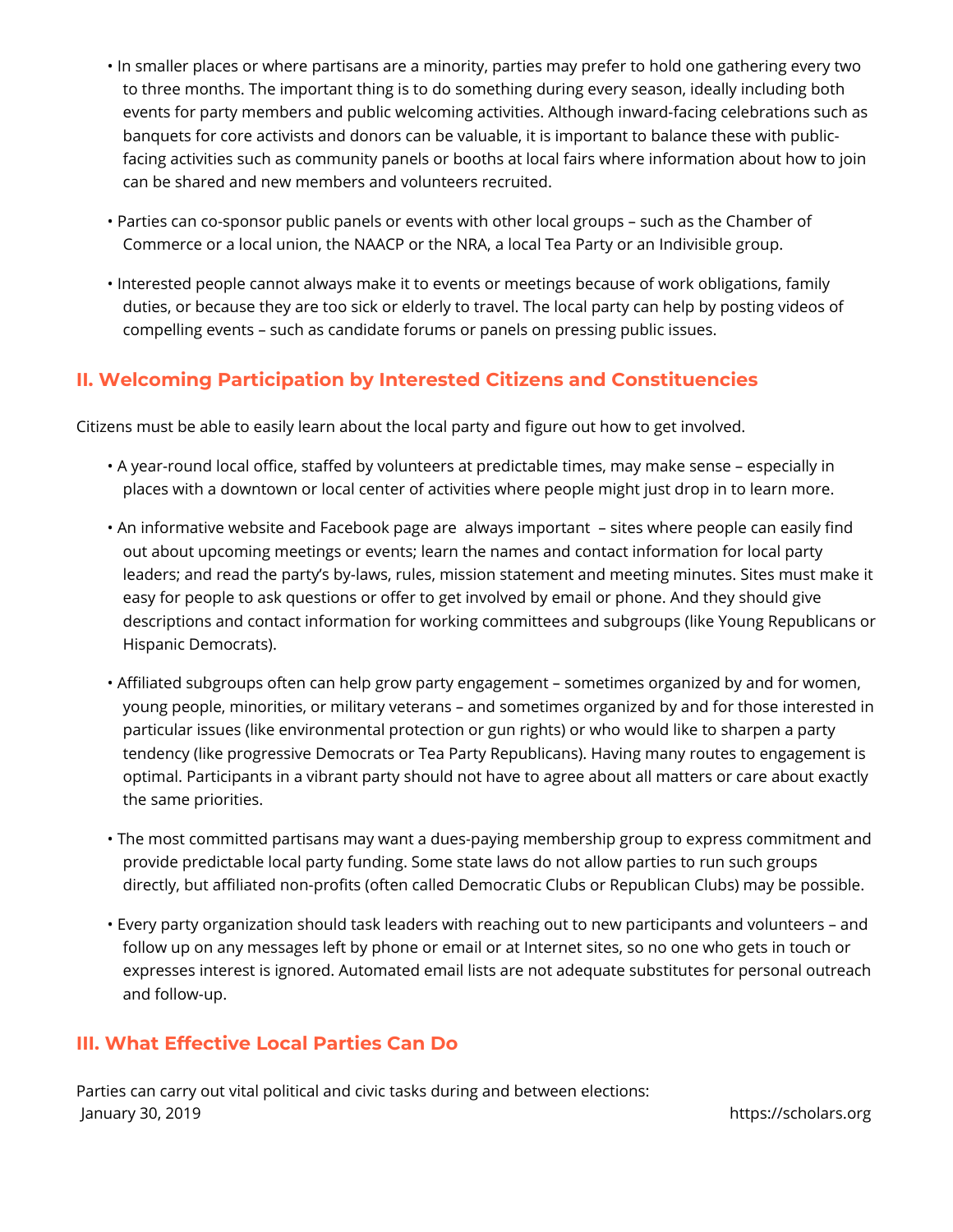- In smaller places or where partisans are a minority, parties may prefer to hold one gathering every two to three months. The important thing is to do something during every season, ideally including both events for party members and public welcoming activities. Although inward-facing celebrations such as banquets for core activists and donors can be valuable, it is important to balance these with public-facing activities such as community panels or booths at local fairs where information about how to join can be shared and new members and volunteers recruited.

- Parties can co-sponsor public panels or events with other local groups – such as the Chamber of Commerce or a local union, the NAACP or the NRA, a local Tea Party or an Indivisible group.

- Interested people cannot always make it to events or meetings because of work obligations, family duties, or because they are too sick or elderly to travel. The local party can help by posting videos of compelling events – such as candidate forums or panels on pressing public issues.

## II. Welcoming Participation by Interested Citizens and Constituencies

Citizens must be able to easily learn about the local party and figure out how to get involved.

- A year-round local office, staffed by volunteers at predictable times, may make sense – especially in places with a downtown or local center of activities where people might just drop in to learn more.

- An informative website and Facebook page are always important – sites where people can easily find out about upcoming meetings or events; learn the names and contact information for local party leaders; and read the party's by-laws, rules, mission statement and meeting minutes. Sites must make it easy for people to ask questions or offer to get involved by email or phone. And they should give descriptions and contact information for working committees and subgroups (like Young Republicans or Hispanic Democrats).

- Affiliated subgroups often can help grow party engagement – sometimes organized by and for women, young people, minorities, or military veterans – and sometimes organized by and for those interested in particular issues (like environmental protection or gun rights) or who would like to sharpen a party tendency (like progressive Democrats or Tea Party Republicans). Having many routes to engagement is optimal. Participants in a vibrant party should not have to agree about all matters or care about exactly the same priorities.

- The most committed partisans may want a dues-paying membership group to express commitment and provide predictable local party funding. Some state laws do not allow parties to run such groups directly, but affiliated non-profits (often called Democratic Clubs or Republican Clubs) may be possible.

- Every party organization should task leaders with reaching out to new participants and volunteers – and follow up on any messages left by phone or email or at Internet sites, so no one who gets in touch or expresses interest is ignored. Automated email lists are not adequate substitutes for personal outreach and follow-up.

## III. What Effective Local Parties Can Do

Parties can carry out vital political and civic tasks during and between elections: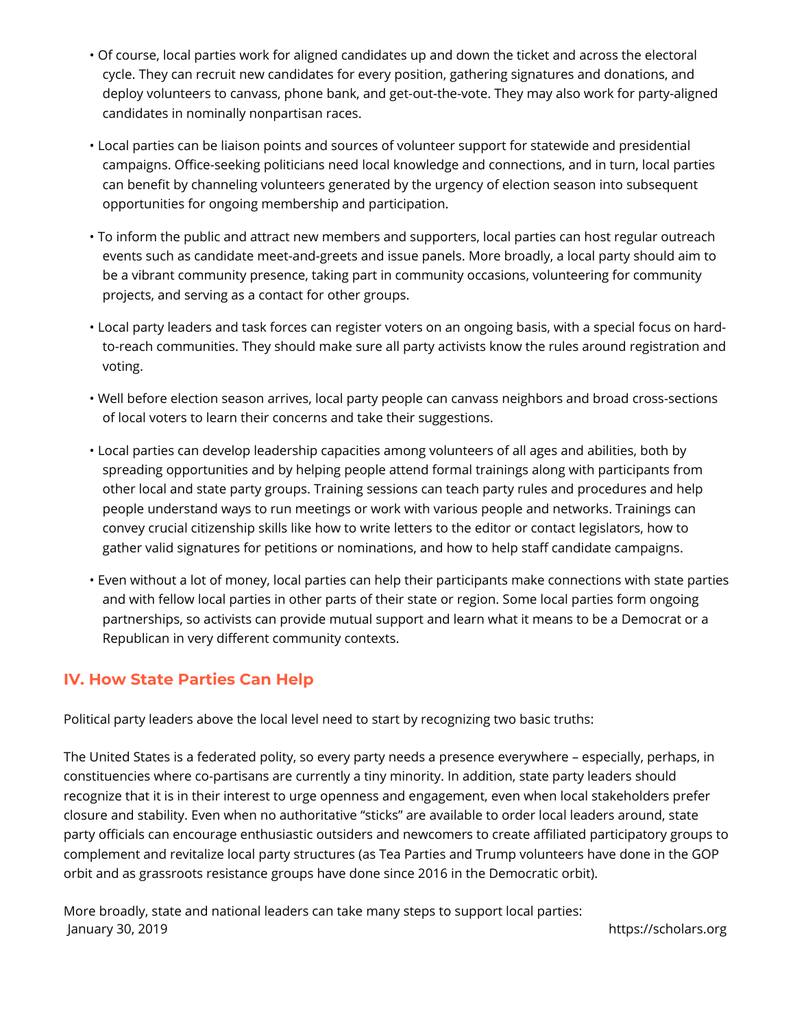- Of course, local parties work for aligned candidates up and down the ticket and across the electoral cycle. They can recruit new candidates for every position, gathering signatures and donations, and deploy volunteers to canvass, phone bank, and get-out-the-vote. They may also work for party-aligned candidates in nominally nonpartisan races.

- Local parties can be liaison points and sources of volunteer support for statewide and presidential campaigns. Office-seeking politicians need local knowledge and connections, and in turn, local parties can benefit by channeling volunteers generated by the urgency of election season into subsequent opportunities for ongoing membership and participation.

- To inform the public and attract new members and supporters, local parties can host regular outreach events such as candidate meet-and-greets and issue panels. More broadly, a local party should aim to be a vibrant community presence, taking part in community occasions, volunteering for community projects, and serving as a contact for other groups.

- Local party leaders and task forces can register voters on an ongoing basis, with a special focus on hard-to-reach communities. They should make sure all party activists know the rules around registration and voting.

- Well before election season arrives, local party people can canvass neighbors and broad cross-sections of local voters to learn their concerns and take their suggestions.

- Local parties can develop leadership capacities among volunteers of all ages and abilities, both by spreading opportunities and by helping people attend formal trainings along with participants from other local and state party groups. Training sessions can teach party rules and procedures and help people understand ways to run meetings or work with various people and networks. Trainings can convey crucial citizenship skills like how to write letters to the editor or contact legislators, how to gather valid signatures for petitions or nominations, and how to help staff candidate campaigns.

- Even without a lot of money, local parties can help their participants make connections with state parties and with fellow local parties in other parts of their state or region. Some local parties form ongoing partnerships, so activists can provide mutual support and learn what it means to be a Democrat or a Republican in very different community contexts.

## IV. How State Parties Can Help

Political party leaders above the local level need to start by recognizing two basic truths:

The United States is a federated polity, so every party needs a presence everywhere – especially, perhaps, in constituencies where co-partisans are currently a tiny minority. In addition, state party leaders should recognize that it is in their interest to urge openness and engagement, even when local stakeholders prefer closure and stability. Even when no authoritative "sticks" are available to order local leaders around, state party officials can encourage enthusiastic outsiders and newcomers to create affiliated participatory groups to complement and revitalize local party structures (as Tea Parties and Trump volunteers have done in the GOP orbit and as grassroots resistance groups have done since 2016 in the Democratic orbit).

More broadly, state and national leaders can take many steps to support local parties: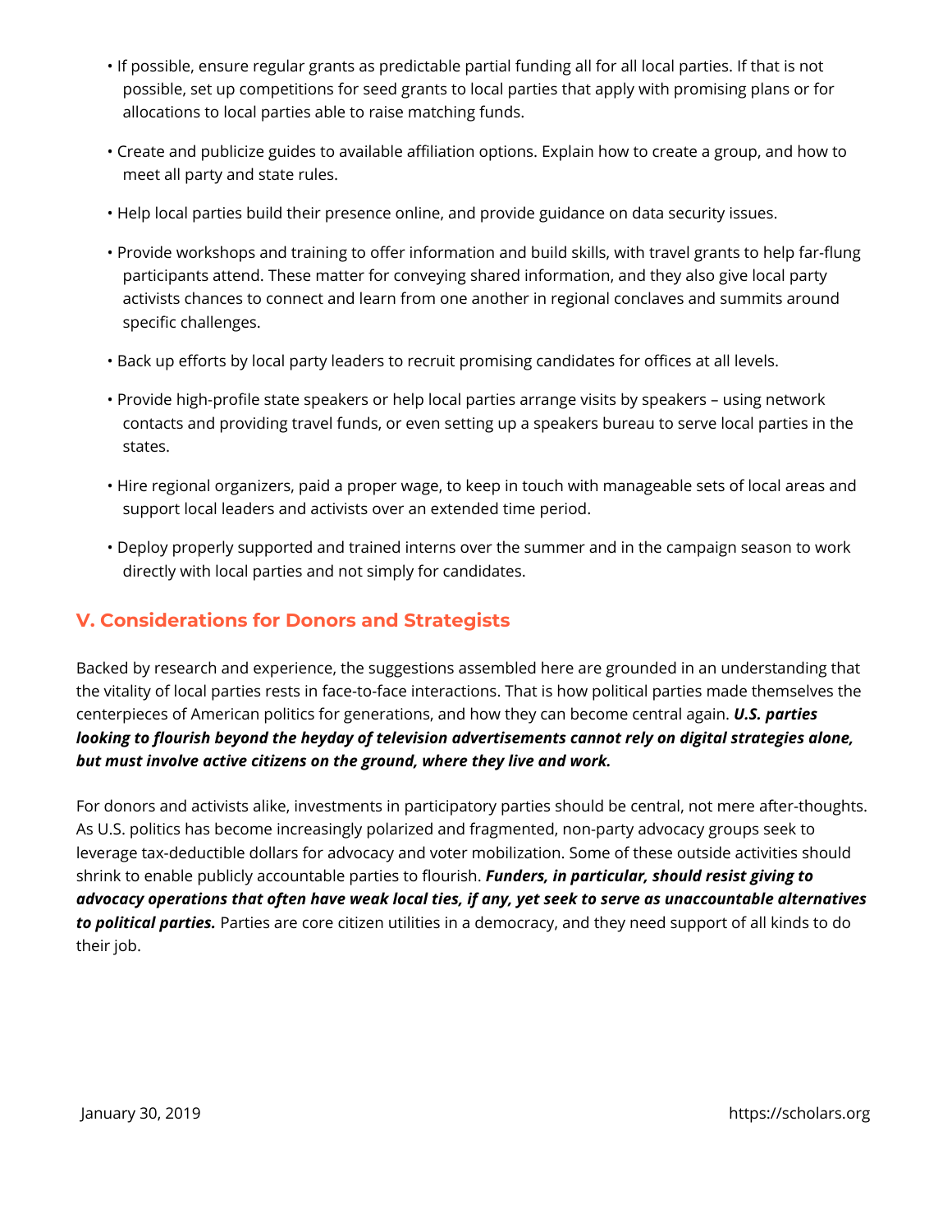- If possible, ensure regular grants as predictable partial funding all for all local parties. If that is not possible, set up competitions for seed grants to local parties that apply with promising plans or for allocations to local parties able to raise matching funds.
- Create and publicize guides to available affiliation options. Explain how to create a group, and how to meet all party and state rules.
- Help local parties build their presence online, and provide guidance on data security issues.
- Provide workshops and training to offer information and build skills, with travel grants to help far-flung participants attend. These matter for conveying shared information, and they also give local party activists chances to connect and learn from one another in regional conclaves and summits around specific challenges.
- Back up efforts by local party leaders to recruit promising candidates for offices at all levels.
- Provide high-profile state speakers or help local parties arrange visits by speakers – using network contacts and providing travel funds, or even setting up a speakers bureau to serve local parties in the states.
- Hire regional organizers, paid a proper wage, to keep in touch with manageable sets of local areas and support local leaders and activists over an extended time period.
- Deploy properly supported and trained interns over the summer and in the campaign season to work directly with local parties and not simply for candidates.

## V. Considerations for Donors and Strategists

Backed by research and experience, the suggestions assembled here are grounded in an understanding that the vitality of local parties rests in face-to-face interactions. That is how political parties made themselves the centerpieces of American politics for generations, and how they can become central again. ***U.S. parties looking to flourish beyond the heyday of television advertisements cannot rely on digital strategies alone, but must involve active citizens on the ground, where they live and work.***

For donors and activists alike, investments in participatory parties should be central, not mere after-thoughts. As U.S. politics has become increasingly polarized and fragmented, non-party advocacy groups seek to leverage tax-deductible dollars for advocacy and voter mobilization. Some of these outside activities should shrink to enable publicly accountable parties to flourish. ***Funders, in particular, should resist giving to advocacy operations that often have weak local ties, if any, yet seek to serve as unaccountable alternatives to political parties.*** Parties are core citizen utilities in a democracy, and they need support of all kinds to do their job.